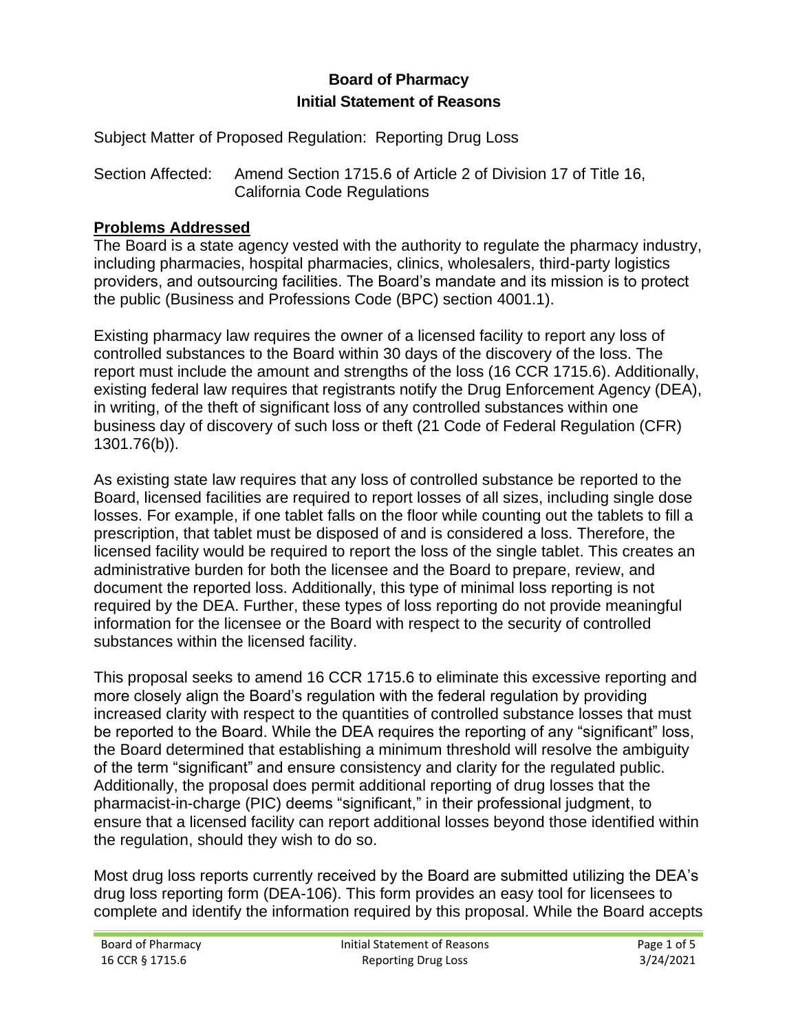**Board of Pharmacy**
**Initial Statement of Reasons**

Subject Matter of Proposed Regulation: Reporting Drug Loss

Section Affected: Amend Section 1715.6 of Article 2 of Division 17 of Title 16, California Code Regulations

## Problems Addressed

The Board is a state agency vested with the authority to regulate the pharmacy industry, including pharmacies, hospital pharmacies, clinics, wholesalers, third-party logistics providers, and outsourcing facilities. The Board's mandate and its mission is to protect the public (Business and Professions Code (BPC) section 4001.1).

Existing pharmacy law requires the owner of a licensed facility to report any loss of controlled substances to the Board within 30 days of the discovery of the loss. The report must include the amount and strengths of the loss (16 CCR 1715.6). Additionally, existing federal law requires that registrants notify the Drug Enforcement Agency (DEA), in writing, of the theft of significant loss of any controlled substances within one business day of discovery of such loss or theft (21 Code of Federal Regulation (CFR) 1301.76(b)).

As existing state law requires that any loss of controlled substance be reported to the Board, licensed facilities are required to report losses of all sizes, including single dose losses. For example, if one tablet falls on the floor while counting out the tablets to fill a prescription, that tablet must be disposed of and is considered a loss. Therefore, the licensed facility would be required to report the loss of the single tablet. This creates an administrative burden for both the licensee and the Board to prepare, review, and document the reported loss. Additionally, this type of minimal loss reporting is not required by the DEA. Further, these types of loss reporting do not provide meaningful information for the licensee or the Board with respect to the security of controlled substances within the licensed facility.

This proposal seeks to amend 16 CCR 1715.6 to eliminate this excessive reporting and more closely align the Board's regulation with the federal regulation by providing increased clarity with respect to the quantities of controlled substance losses that must be reported to the Board. While the DEA requires the reporting of any "significant" loss, the Board determined that establishing a minimum threshold will resolve the ambiguity of the term "significant" and ensure consistency and clarity for the regulated public. Additionally, the proposal does permit additional reporting of drug losses that the pharmacist-in-charge (PIC) deems "significant," in their professional judgment, to ensure that a licensed facility can report additional losses beyond those identified within the regulation, should they wish to do so.

Most drug loss reports currently received by the Board are submitted utilizing the DEA's drug loss reporting form (DEA-106). This form provides an easy tool for licensees to complete and identify the information required by this proposal. While the Board accepts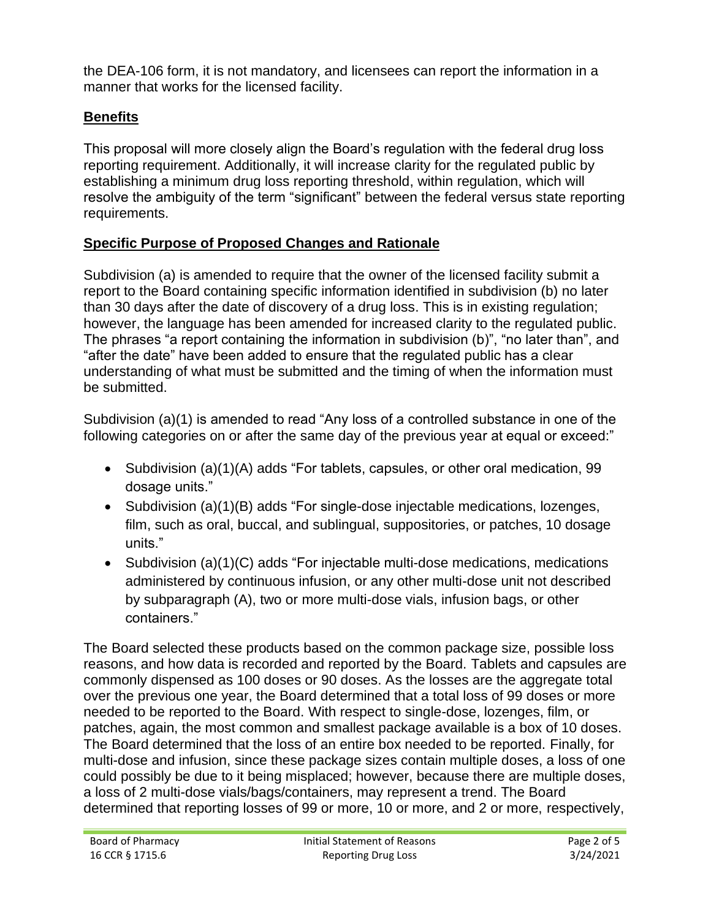the DEA-106 form, it is not mandatory, and licensees can report the information in a manner that works for the licensed facility.

## Benefits

This proposal will more closely align the Board's regulation with the federal drug loss reporting requirement. Additionally, it will increase clarity for the regulated public by establishing a minimum drug loss reporting threshold, within regulation, which will resolve the ambiguity of the term "significant" between the federal versus state reporting requirements.

## Specific Purpose of Proposed Changes and Rationale

Subdivision (a) is amended to require that the owner of the licensed facility submit a report to the Board containing specific information identified in subdivision (b) no later than 30 days after the date of discovery of a drug loss. This is in existing regulation; however, the language has been amended for increased clarity to the regulated public. The phrases "a report containing the information in subdivision (b)", "no later than", and "after the date" have been added to ensure that the regulated public has a clear understanding of what must be submitted and the timing of when the information must be submitted.

Subdivision (a)(1) is amended to read "Any loss of a controlled substance in one of the following categories on or after the same day of the previous year at equal or exceed:"

- Subdivision (a)(1)(A) adds "For tablets, capsules, or other oral medication, 99 dosage units."
- Subdivision (a)(1)(B) adds "For single-dose injectable medications, lozenges, film, such as oral, buccal, and sublingual, suppositories, or patches, 10 dosage units."
- Subdivision (a)(1)(C) adds "For injectable multi-dose medications, medications administered by continuous infusion, or any other multi-dose unit not described by subparagraph (A), two or more multi-dose vials, infusion bags, or other containers."

The Board selected these products based on the common package size, possible loss reasons, and how data is recorded and reported by the Board. Tablets and capsules are commonly dispensed as 100 doses or 90 doses. As the losses are the aggregate total over the previous one year, the Board determined that a total loss of 99 doses or more needed to be reported to the Board. With respect to single-dose, lozenges, film, or patches, again, the most common and smallest package available is a box of 10 doses. The Board determined that the loss of an entire box needed to be reported. Finally, for multi-dose and infusion, since these package sizes contain multiple doses, a loss of one could possibly be due to it being misplaced; however, because there are multiple doses, a loss of 2 multi-dose vials/bags/containers, may represent a trend. The Board determined that reporting losses of 99 or more, 10 or more, and 2 or more, respectively,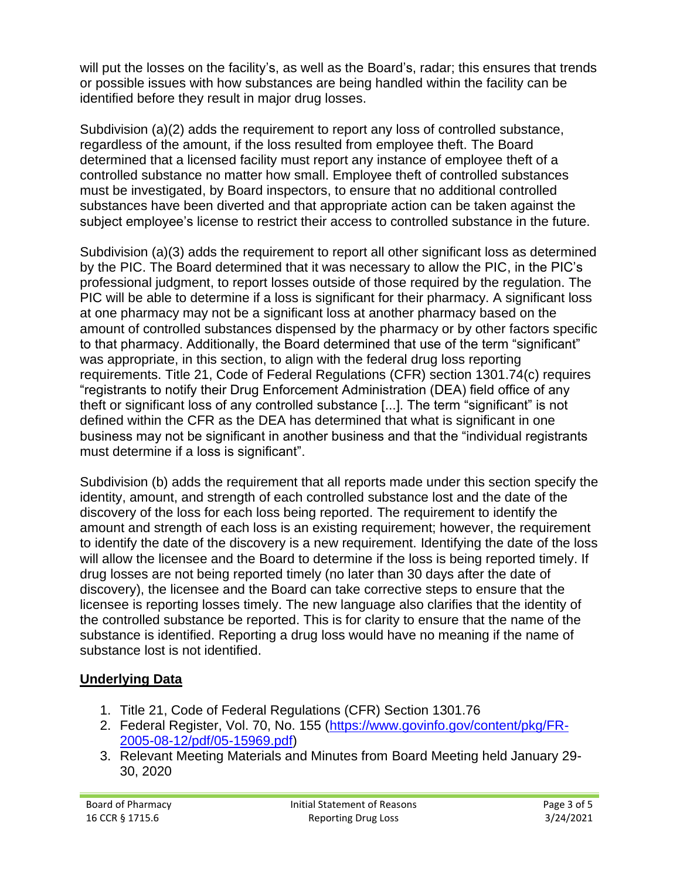will put the losses on the facility's, as well as the Board's, radar; this ensures that trends or possible issues with how substances are being handled within the facility can be identified before they result in major drug losses.

Subdivision (a)(2) adds the requirement to report any loss of controlled substance, regardless of the amount, if the loss resulted from employee theft. The Board determined that a licensed facility must report any instance of employee theft of a controlled substance no matter how small. Employee theft of controlled substances must be investigated, by Board inspectors, to ensure that no additional controlled substances have been diverted and that appropriate action can be taken against the subject employee's license to restrict their access to controlled substance in the future.

Subdivision (a)(3) adds the requirement to report all other significant loss as determined by the PIC. The Board determined that it was necessary to allow the PIC, in the PIC's professional judgment, to report losses outside of those required by the regulation. The PIC will be able to determine if a loss is significant for their pharmacy. A significant loss at one pharmacy may not be a significant loss at another pharmacy based on the amount of controlled substances dispensed by the pharmacy or by other factors specific to that pharmacy. Additionally, the Board determined that use of the term "significant" was appropriate, in this section, to align with the federal drug loss reporting requirements. Title 21, Code of Federal Regulations (CFR) section 1301.74(c) requires "registrants to notify their Drug Enforcement Administration (DEA) field office of any theft or significant loss of any controlled substance [...]. The term "significant" is not defined within the CFR as the DEA has determined that what is significant in one business may not be significant in another business and that the "individual registrants must determine if a loss is significant".

Subdivision (b) adds the requirement that all reports made under this section specify the identity, amount, and strength of each controlled substance lost and the date of the discovery of the loss for each loss being reported. The requirement to identify the amount and strength of each loss is an existing requirement; however, the requirement to identify the date of the discovery is a new requirement. Identifying the date of the loss will allow the licensee and the Board to determine if the loss is being reported timely. If drug losses are not being reported timely (no later than 30 days after the date of discovery), the licensee and the Board can take corrective steps to ensure that the licensee is reporting losses timely. The new language also clarifies that the identity of the controlled substance be reported. This is for clarity to ensure that the name of the substance is identified. Reporting a drug loss would have no meaning if the name of substance lost is not identified.

## Underlying Data

1. Title 21, Code of Federal Regulations (CFR) Section 1301.76
2. Federal Register, Vol. 70, No. 155 (https://www.govinfo.gov/content/pkg/FR-2005-08-12/pdf/05-15969.pdf)
3. Relevant Meeting Materials and Minutes from Board Meeting held January 29-30, 2020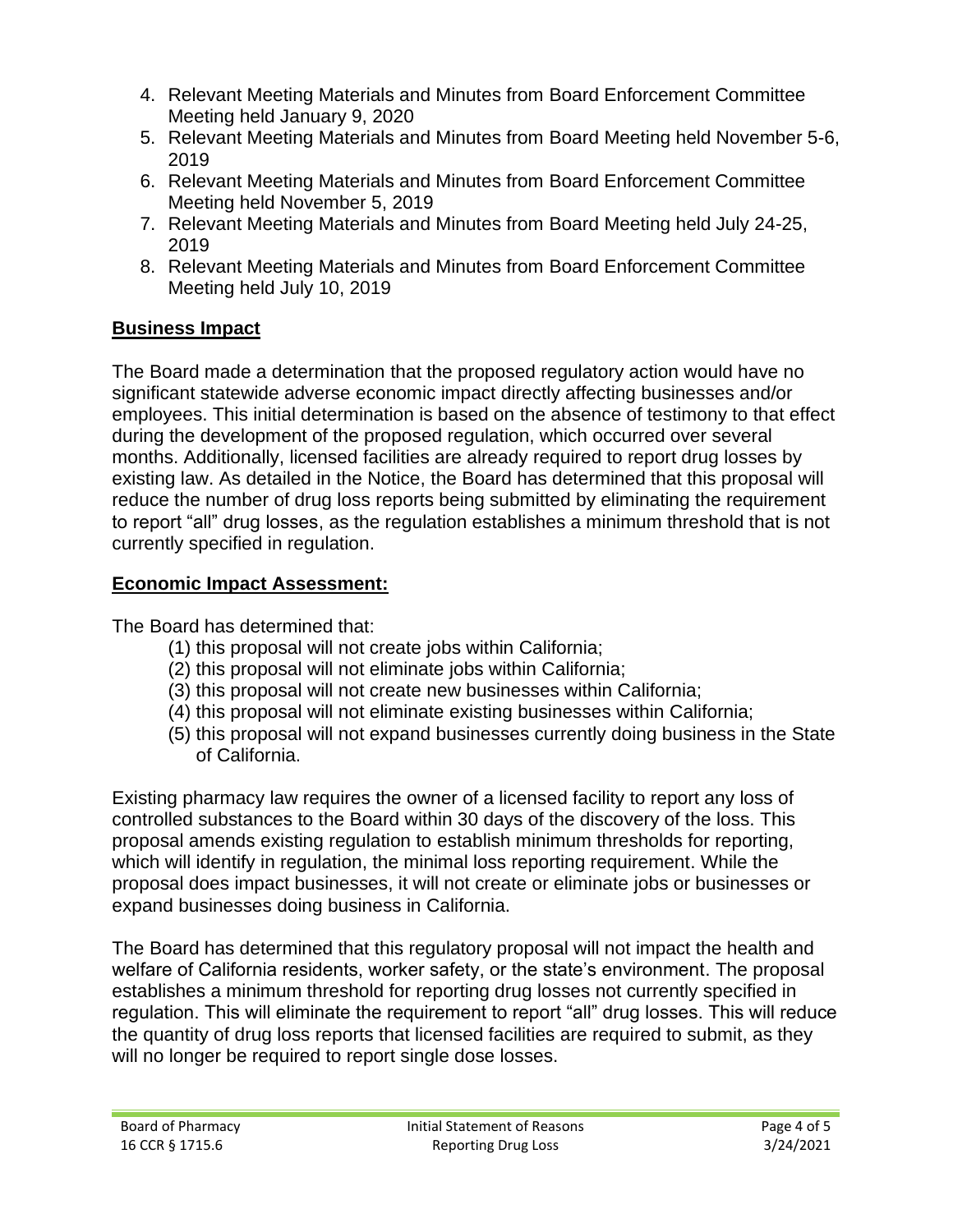4. Relevant Meeting Materials and Minutes from Board Enforcement Committee Meeting held January 9, 2020
5. Relevant Meeting Materials and Minutes from Board Meeting held November 5-6, 2019
6. Relevant Meeting Materials and Minutes from Board Enforcement Committee Meeting held November 5, 2019
7. Relevant Meeting Materials and Minutes from Board Meeting held July 24-25, 2019
8. Relevant Meeting Materials and Minutes from Board Enforcement Committee Meeting held July 10, 2019

## **Business Impact**

The Board made a determination that the proposed regulatory action would have no significant statewide adverse economic impact directly affecting businesses and/or employees. This initial determination is based on the absence of testimony to that effect during the development of the proposed regulation, which occurred over several months. Additionally, licensed facilities are already required to report drug losses by existing law. As detailed in the Notice, the Board has determined that this proposal will reduce the number of drug loss reports being submitted by eliminating the requirement to report "all" drug losses, as the regulation establishes a minimum threshold that is not currently specified in regulation.

## **Economic Impact Assessment:**

The Board has determined that:

(1) this proposal will not create jobs within California;
(2) this proposal will not eliminate jobs within California;
(3) this proposal will not create new businesses within California;
(4) this proposal will not eliminate existing businesses within California;
(5) this proposal will not expand businesses currently doing business in the State of California.

Existing pharmacy law requires the owner of a licensed facility to report any loss of controlled substances to the Board within 30 days of the discovery of the loss. This proposal amends existing regulation to establish minimum thresholds for reporting, which will identify in regulation, the minimal loss reporting requirement. While the proposal does impact businesses, it will not create or eliminate jobs or businesses or expand businesses doing business in California.

The Board has determined that this regulatory proposal will not impact the health and welfare of California residents, worker safety, or the state's environment. The proposal establishes a minimum threshold for reporting drug losses not currently specified in regulation. This will eliminate the requirement to report "all" drug losses. This will reduce the quantity of drug loss reports that licensed facilities are required to submit, as they will no longer be required to report single dose losses.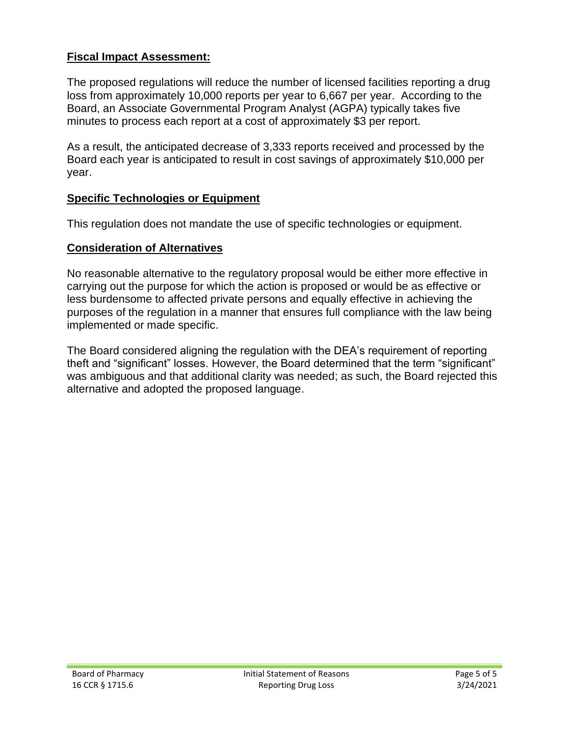**Fiscal Impact Assessment:**

The proposed regulations will reduce the number of licensed facilities reporting a drug loss from approximately 10,000 reports per year to 6,667 per year. According to the Board, an Associate Governmental Program Analyst (AGPA) typically takes five minutes to process each report at a cost of approximately $3 per report.

As a result, the anticipated decrease of 3,333 reports received and processed by the Board each year is anticipated to result in cost savings of approximately $10,000 per year.

**Specific Technologies or Equipment**

This regulation does not mandate the use of specific technologies or equipment.

**Consideration of Alternatives**

No reasonable alternative to the regulatory proposal would be either more effective in carrying out the purpose for which the action is proposed or would be as effective or less burdensome to affected private persons and equally effective in achieving the purposes of the regulation in a manner that ensures full compliance with the law being implemented or made specific.

The Board considered aligning the regulation with the DEA's requirement of reporting theft and "significant" losses. However, the Board determined that the term "significant" was ambiguous and that additional clarity was needed; as such, the Board rejected this alternative and adopted the proposed language.